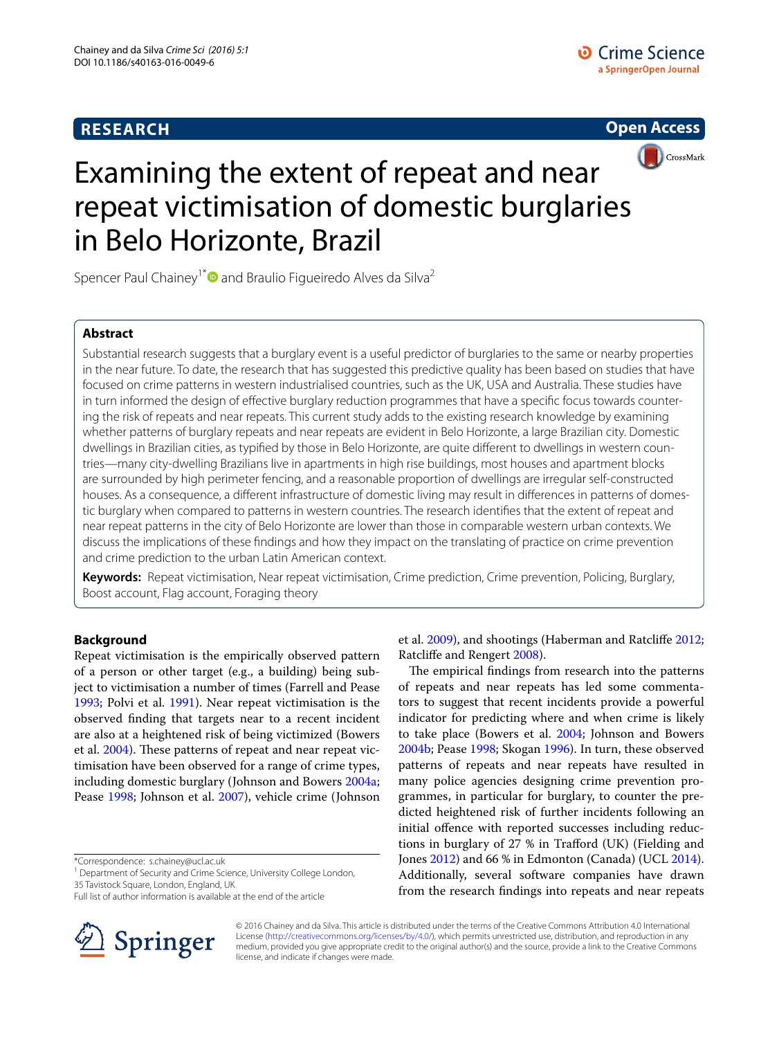RESEARCH

Open Access

# Examining the extent of repeat and near repeat victimisation of domestic burglaries in Belo Horizonte, Brazil

Spencer Paul Chainey[1*] and Braulio Figueiredo Alves da Silva[2]

## Abstract

Substantial research suggests that a burglary event is a useful predictor of burglaries to the same or nearby properties in the near future. To date, the research that has suggested this predictive quality has been based on studies that have focused on crime patterns in western industrialised countries, such as the UK, USA and Australia. These studies have in turn informed the design of effective burglary reduction programmes that have a specific focus towards countering the risk of repeats and near repeats. This current study adds to the existing research knowledge by examining whether patterns of burglary repeats and near repeats are evident in Belo Horizonte, a large Brazilian city. Domestic dwellings in Brazilian cities, as typified by those in Belo Horizonte, are quite different to dwellings in western countries—many city-dwelling Brazilians live in apartments in high rise buildings, most houses and apartment blocks are surrounded by high perimeter fencing, and a reasonable proportion of dwellings are irregular self-constructed houses. As a consequence, a different infrastructure of domestic living may result in differences in patterns of domestic burglary when compared to patterns in western countries. The research identifies that the extent of repeat and near repeat patterns in the city of Belo Horizonte are lower than those in comparable western urban contexts. We discuss the implications of these findings and how they impact on the translating of practice on crime prevention and crime prediction to the urban Latin American context.

**Keywords:** Repeat victimisation, Near repeat victimisation, Crime prediction, Crime prevention, Policing, Burglary, Boost account, Flag account, Foraging theory

## Background

Repeat victimisation is the empirically observed pattern of a person or other target (e.g., a building) being subject to victimisation a number of times (Farrell and Pease 1993; Polvi et al. 1991). Near repeat victimisation is the observed finding that targets near to a recent incident are also at a heightened risk of being victimized (Bowers et al. 2004). These patterns of repeat and near repeat victimisation have been observed for a range of crime types, including domestic burglary (Johnson and Bowers 2004a; Pease 1998; Johnson et al. 2007), vehicle crime (Johnson et al. 2009), and shootings (Haberman and Ratcliffe 2012; Ratcliffe and Rengert 2008).

The empirical findings from research into the patterns of repeats and near repeats has led some commentators to suggest that recent incidents provide a powerful indicator for predicting where and when crime is likely to take place (Bowers et al. 2004; Johnson and Bowers 2004b; Pease 1998; Skogan 1996). In turn, these observed patterns of repeats and near repeats have resulted in many police agencies designing crime prevention programmes, in particular for burglary, to counter the predicted heightened risk of further incidents following an initial offence with reported successes including reductions in burglary of 27 % in Trafford (UK) (Fielding and Jones 2012) and 66 % in Edmonton (Canada) (UCL 2014). Additionally, several software companies have drawn from the research findings into repeats and near repeats

*Correspondence: s.chainey@ucl.ac.uk
[1] Department of Security and Crime Science, University College London, 35 Tavistock Square, London, England, UK
Full list of author information is available at the end of the article

© 2016 Chainey and da Silva. This article is distributed under the terms of the Creative Commons Attribution 4.0 International License (http://creativecommons.org/licenses/by/4.0/), which permits unrestricted use, distribution, and reproduction in any medium, provided you give appropriate credit to the original author(s) and the source, provide a link to the Creative Commons license, and indicate if changes were made.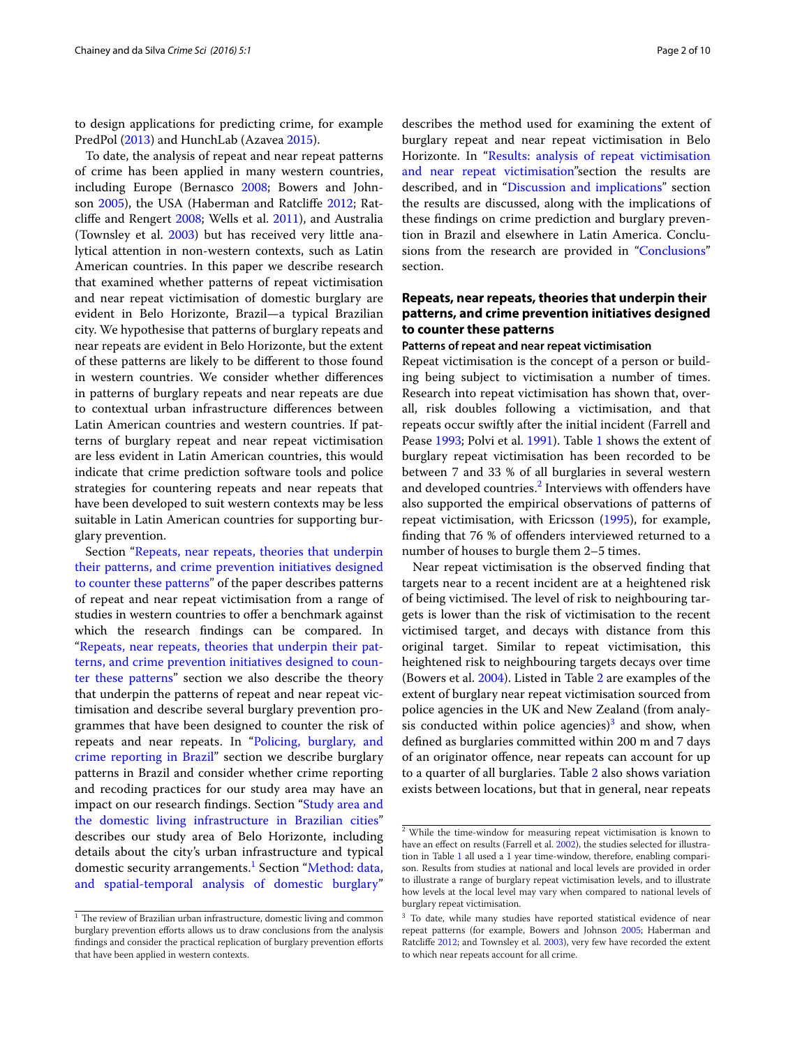to design applications for predicting crime, for example PredPol (2013) and HunchLab (Azavea 2015).

To date, the analysis of repeat and near repeat patterns of crime has been applied in many western countries, including Europe (Bernasco 2008; Bowers and Johnson 2005), the USA (Haberman and Ratcliffe 2012; Ratcliffe and Rengert 2008; Wells et al. 2011), and Australia (Townsley et al. 2003) but has received very little analytical attention in non-western contexts, such as Latin American countries. In this paper we describe research that examined whether patterns of repeat victimisation and near repeat victimisation of domestic burglary are evident in Belo Horizonte, Brazil—a typical Brazilian city. We hypothesise that patterns of burglary repeats and near repeats are evident in Belo Horizonte, but the extent of these patterns are likely to be different to those found in western countries. We consider whether differences in patterns of burglary repeats and near repeats are due to contextual urban infrastructure differences between Latin American countries and western countries. If patterns of burglary repeat and near repeat victimisation are less evident in Latin American countries, this would indicate that crime prediction software tools and police strategies for countering repeats and near repeats that have been developed to suit western contexts may be less suitable in Latin American countries for supporting burglary prevention.

Section "Repeats, near repeats, theories that underpin their patterns, and crime prevention initiatives designed to counter these patterns" of the paper describes patterns of repeat and near repeat victimisation from a range of studies in western countries to offer a benchmark against which the research findings can be compared. In "Repeats, near repeats, theories that underpin their patterns, and crime prevention initiatives designed to counter these patterns" section we also describe the theory that underpin the patterns of repeat and near repeat victimisation and describe several burglary prevention programmes that have been designed to counter the risk of repeats and near repeats. In "Policing, burglary, and crime reporting in Brazil" section we describe burglary patterns in Brazil and consider whether crime reporting and recoding practices for our study area may have an impact on our research findings. Section "Study area and the domestic living infrastructure in Brazilian cities" describes our study area of Belo Horizonte, including details about the city's urban infrastructure and typical domestic security arrangements.[1] Section "Method: data, and spatial-temporal analysis of domestic burglary" describes the method used for examining the extent of burglary repeat and near repeat victimisation in Belo Horizonte. In "Results: analysis of repeat victimisation and near repeat victimisation" section the results are described, and in "Discussion and implications" section the results are discussed, along with the implications of these findings on crime prediction and burglary prevention in Brazil and elsewhere in Latin America. Conclusions from the research are provided in "Conclusions" section.

## Repeats, near repeats, theories that underpin their patterns, and crime prevention initiatives designed to counter these patterns

### Patterns of repeat and near repeat victimisation

Repeat victimisation is the concept of a person or building being subject to victimisation a number of times. Research into repeat victimisation has shown that, overall, risk doubles following a victimisation, and that repeats occur swiftly after the initial incident (Farrell and Pease 1993; Polvi et al. 1991). Table 1 shows the extent of burglary repeat victimisation has been recorded to be between 7 and 33 % of all burglaries in several western and developed countries.[2] Interviews with offenders have also supported the empirical observations of patterns of repeat victimisation, with Ericsson (1995), for example, finding that 76 % of offenders interviewed returned to a number of houses to burgle them 2–5 times.

Near repeat victimisation is the observed finding that targets near to a recent incident are at a heightened risk of being victimised. The level of risk to neighbouring targets is lower than the risk of victimisation to the recent victimised target, and decays with distance from this original target. Similar to repeat victimisation, this heightened risk to neighbouring targets decays over time (Bowers et al. 2004). Listed in Table 2 are examples of the extent of burglary near repeat victimisation sourced from police agencies in the UK and New Zealand (from analysis conducted within police agencies)[3] and show, when defined as burglaries committed within 200 m and 7 days of an originator offence, near repeats can account for up to a quarter of all burglaries. Table 2 also shows variation exists between locations, but that in general, near repeats

---

[1] The review of Brazilian urban infrastructure, domestic living and common burglary prevention efforts allows us to draw conclusions from the analysis findings and consider the practical replication of burglary prevention efforts that have been applied in western contexts.

[2] While the time-window for measuring repeat victimisation is known to have an effect on results (Farrell et al. 2002), the studies selected for illustration in Table 1 all used a 1 year time-window, therefore, enabling comparison. Results from studies at national and local levels are provided in order to illustrate a range of burglary repeat victimisation levels, and to illustrate how levels at the local level may vary when compared to national levels of burglary repeat victimisation.

[3] To date, while many studies have reported statistical evidence of near repeat patterns (for example, Bowers and Johnson 2005; Haberman and Ratcliffe 2012; and Townsley et al. 2003), very few have recorded the extent to which near repeats account for all crime.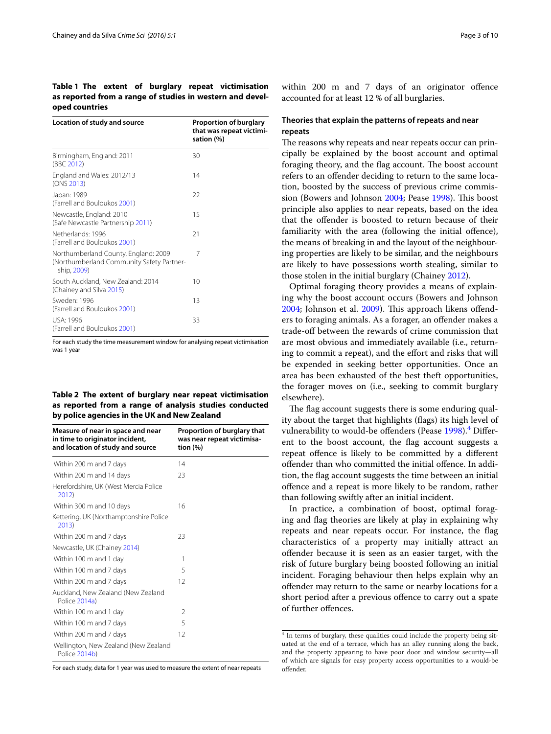**Table 1 The extent of burglary repeat victimisation as reported from a range of studies in western and developed countries**

| Location of study and source | Proportion of burglary that was repeat victimisation (%) |
|---|---|
| Birmingham, England: 2011 (BBC 2012) | 30 |
| England and Wales: 2012/13 (ONS 2013) | 14 |
| Japan: 1989 (Farrell and Bouloukos 2001) | 22 |
| Newcastle, England: 2010 (Safe Newcastle Partnership 2011) | 15 |
| Netherlands: 1996 (Farrell and Bouloukos 2001) | 21 |
| Northumberland County, England: 2009 (Northumberland Community Safety Partnership, 2009) | 7 |
| South Auckland, New Zealand: 2014 (Chainey and Silva 2015) | 10 |
| Sweden: 1996 (Farrell and Bouloukos 2001) | 13 |
| USA: 1996 (Farrell and Bouloukos 2001) | 33 |

For each study the time measurement window for analysing repeat victimisation was 1 year

**Table 2 The extent of burglary near repeat victimisation as reported from a range of analysis studies conducted by police agencies in the UK and New Zealand**

| Measure of near in space and near in time to originator incident, and location of study and source | Proportion of burglary that was near repeat victimisation (%) |
|---|---|
| Within 200 m and 7 days | 14 |
| Within 200 m and 14 days | 23 |
| Herefordshire, UK (West Mercia Police 2012) | |
| Within 300 m and 10 days | 16 |
| Kettering, UK (Northamptonshire Police 2013) | |
| Within 200 m and 7 days | 23 |
| Newcastle, UK (Chainey 2014) | |
| Within 100 m and 1 day | 1 |
| Within 100 m and 7 days | 5 |
| Within 200 m and 7 days | 12 |
| Auckland, New Zealand (New Zealand Police 2014a) | |
| Within 100 m and 1 day | 2 |
| Within 100 m and 7 days | 5 |
| Within 200 m and 7 days | 12 |
| Wellington, New Zealand (New Zealand Police 2014b) | |

For each study, data for 1 year was used to measure the extent of near repeats

within 200 m and 7 days of an originator offence accounted for at least 12 % of all burglaries.

### Theories that explain the patterns of repeats and near repeats

The reasons why repeats and near repeats occur can principally be explained by the boost account and optimal foraging theory, and the flag account. The boost account refers to an offender deciding to return to the same location, boosted by the success of previous crime commission (Bowers and Johnson 2004; Pease 1998). This boost principle also applies to near repeats, based on the idea that the offender is boosted to return because of their familiarity with the area (following the initial offence), the means of breaking in and the layout of the neighbouring properties are likely to be similar, and the neighbours are likely to have possessions worth stealing, similar to those stolen in the initial burglary (Chainey 2012).

Optimal foraging theory provides a means of explaining why the boost account occurs (Bowers and Johnson 2004; Johnson et al. 2009). This approach likens offenders to foraging animals. As a forager, an offender makes a trade-off between the rewards of crime commission that are most obvious and immediately available (i.e., returning to commit a repeat), and the effort and risks that will be expended in seeking better opportunities. Once an area has been exhausted of the best theft opportunities, the forager moves on (i.e., seeking to commit burglary elsewhere).

The flag account suggests there is some enduring quality about the target that highlights (flags) its high level of vulnerability to would-be offenders (Pease 1998).[4] Different to the boost account, the flag account suggests a repeat offence is likely to be committed by a different offender than who committed the initial offence. In addition, the flag account suggests the time between an initial offence and a repeat is more likely to be random, rather than following swiftly after an initial incident.

In practice, a combination of boost, optimal foraging and flag theories are likely at play in explaining why repeats and near repeats occur. For instance, the flag characteristics of a property may initially attract an offender because it is seen as an easier target, with the risk of future burglary being boosted following an initial incident. Foraging behaviour then helps explain why an offender may return to the same or nearby locations for a short period after a previous offence to carry out a spate of further offences.

[4] In terms of burglary, these qualities could include the property being situated at the end of a terrace, which has an alley running along the back, and the property appearing to have poor door and window security—all of which are signals for easy property access opportunities to a would-be offender.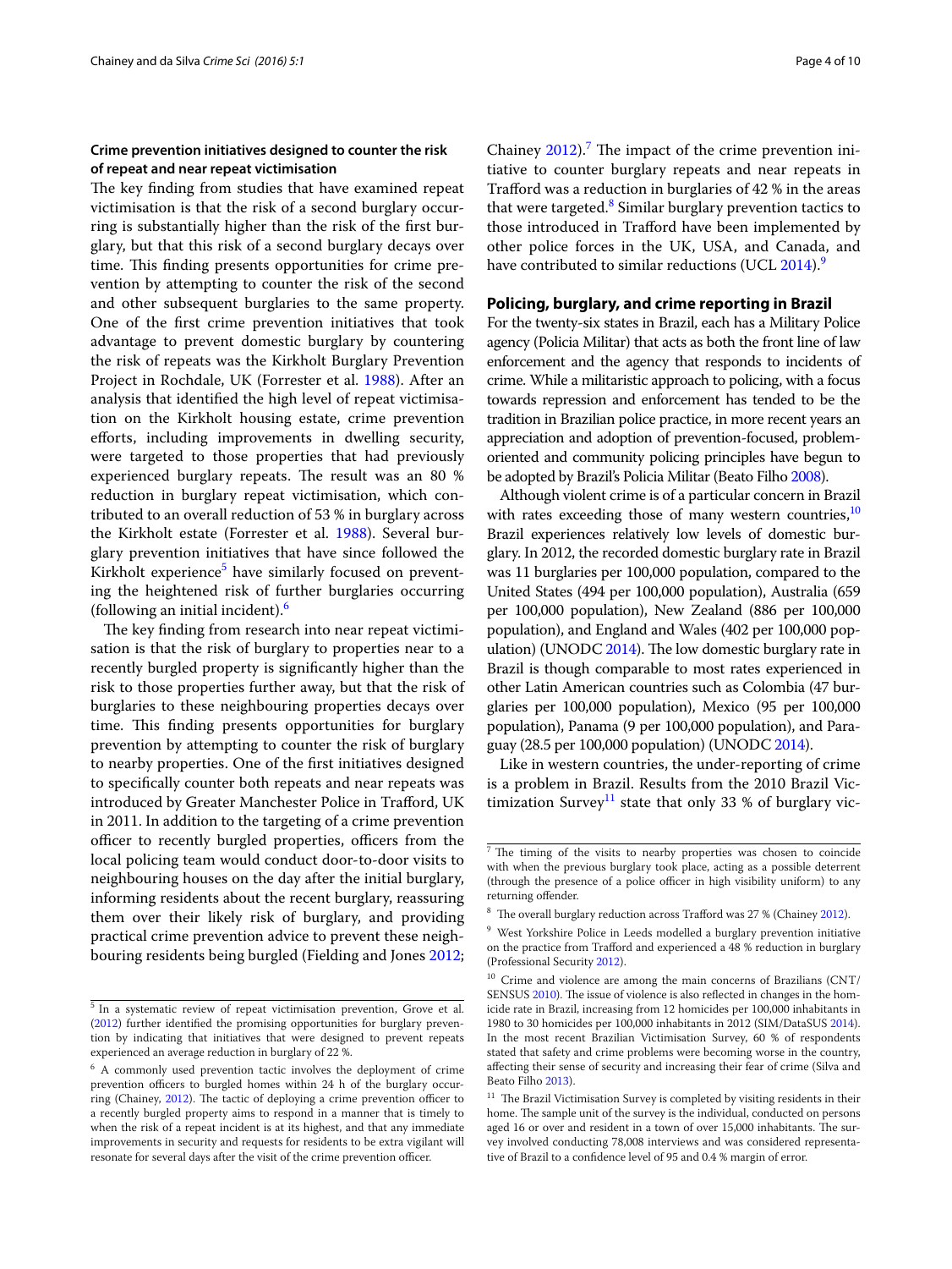### Crime prevention initiatives designed to counter the risk of repeat and near repeat victimisation

The key finding from studies that have examined repeat victimisation is that the risk of a second burglary occurring is substantially higher than the risk of the first burglary, but that this risk of a second burglary decays over time. This finding presents opportunities for crime prevention by attempting to counter the risk of the second and other subsequent burglaries to the same property. One of the first crime prevention initiatives that took advantage to prevent domestic burglary by countering the risk of repeats was the Kirkholt Burglary Prevention Project in Rochdale, UK (Forrester et al. 1988). After an analysis that identified the high level of repeat victimisation on the Kirkholt housing estate, crime prevention efforts, including improvements in dwelling security, were targeted to those properties that had previously experienced burglary repeats. The result was an 80 % reduction in burglary repeat victimisation, which contributed to an overall reduction of 53 % in burglary across the Kirkholt estate (Forrester et al. 1988). Several burglary prevention initiatives that have since followed the Kirkholt experience[5] have similarly focused on preventing the heightened risk of further burglaries occurring (following an initial incident).[6]

The key finding from research into near repeat victimisation is that the risk of burglary to properties near to a recently burgled property is significantly higher than the risk to those properties further away, but that the risk of burglaries to these neighbouring properties decays over time. This finding presents opportunities for burglary prevention by attempting to counter the risk of burglary to nearby properties. One of the first initiatives designed to specifically counter both repeats and near repeats was introduced by Greater Manchester Police in Trafford, UK in 2011. In addition to the targeting of a crime prevention officer to recently burgled properties, officers from the local policing team would conduct door-to-door visits to neighbouring houses on the day after the initial burglary, informing residents about the recent burglary, reassuring them over their likely risk of burglary, and providing practical crime prevention advice to prevent these neighbouring residents being burgled (Fielding and Jones 2012; Chainey 2012).[7] The impact of the crime prevention initiative to counter burglary repeats and near repeats in Trafford was a reduction in burglaries of 42 % in the areas that were targeted.[8] Similar burglary prevention tactics to those introduced in Trafford have been implemented by other police forces in the UK, USA, and Canada, and have contributed to similar reductions (UCL 2014).[9]

## Policing, burglary, and crime reporting in Brazil

For the twenty-six states in Brazil, each has a Military Police agency (Policia Militar) that acts as both the front line of law enforcement and the agency that responds to incidents of crime. While a militaristic approach to policing, with a focus towards repression and enforcement has tended to be the tradition in Brazilian police practice, in more recent years an appreciation and adoption of prevention-focused, problem-oriented and community policing principles have begun to be adopted by Brazil's Policia Militar (Beato Filho 2008).

Although violent crime is of a particular concern in Brazil with rates exceeding those of many western countries,[10] Brazil experiences relatively low levels of domestic burglary. In 2012, the recorded domestic burglary rate in Brazil was 11 burglaries per 100,000 population, compared to the United States (494 per 100,000 population), Australia (659 per 100,000 population), New Zealand (886 per 100,000 population), and England and Wales (402 per 100,000 population) (UNODC 2014). The low domestic burglary rate in Brazil is though comparable to most rates experienced in other Latin American countries such as Colombia (47 burglaries per 100,000 population), Mexico (95 per 100,000 population), Panama (9 per 100,000 population), and Paraguay (28.5 per 100,000 population) (UNODC 2014).

Like in western countries, the under-reporting of crime is a problem in Brazil. Results from the 2010 Brazil Victimization Survey[11] state that only 33 % of burglary vic-

[5] In a systematic review of repeat victimisation prevention, Grove et al. (2012) further identified the promising opportunities for burglary prevention by indicating that initiatives that were designed to prevent repeats experienced an average reduction in burglary of 22 %.

[6] A commonly used prevention tactic involves the deployment of crime prevention officers to burgled homes within 24 h of the burglary occurring (Chainey, 2012). The tactic of deploying a crime prevention officer to a recently burgled property aims to respond in a manner that is timely to when the risk of a repeat incident is at its highest, and that any immediate improvements in security and requests for residents to be extra vigilant will resonate for several days after the visit of the crime prevention officer.

[7] The timing of the visits to nearby properties was chosen to coincide with when the previous burglary took place, acting as a possible deterrent (through the presence of a police officer in high visibility uniform) to any returning offender.

[8] The overall burglary reduction across Trafford was 27 % (Chainey 2012).

[9] West Yorkshire Police in Leeds modelled a burglary prevention initiative on the practice from Trafford and experienced a 48 % reduction in burglary (Professional Security 2012).

[10] Crime and violence are among the main concerns of Brazilians (CNT/SENSUS 2010). The issue of violence is also reflected in changes in the homicide rate in Brazil, increasing from 12 homicides per 100,000 inhabitants in 1980 to 30 homicides per 100,000 inhabitants in 2012 (SIM/DataSUS 2014). In the most recent Brazilian Victimisation Survey, 60 % of respondents stated that safety and crime problems were becoming worse in the country, affecting their sense of security and increasing their fear of crime (Silva and Beato Filho 2013).

[11] The Brazil Victimisation Survey is completed by visiting residents in their home. The sample unit of the survey is the individual, conducted on persons aged 16 or over and resident in a town of over 15,000 inhabitants. The survey involved conducting 78,008 interviews and was considered representative of Brazil to a confidence level of 95 and 0.4 % margin of error.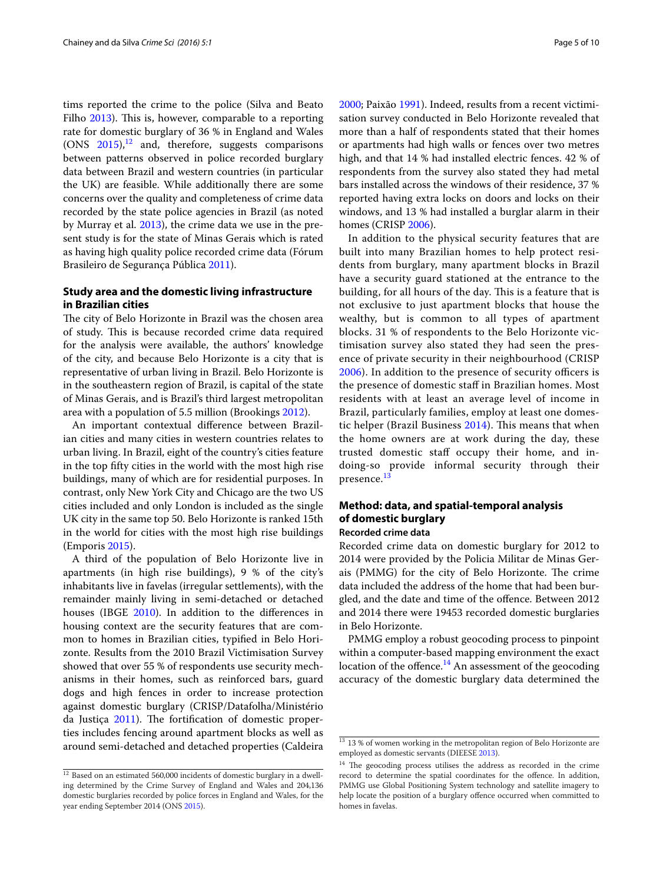tims reported the crime to the police (Silva and Beato Filho 2013). This is, however, comparable to a reporting rate for domestic burglary of 36 % in England and Wales (ONS 2015),[12] and, therefore, suggests comparisons between patterns observed in police recorded burglary data between Brazil and western countries (in particular the UK) are feasible. While additionally there are some concerns over the quality and completeness of crime data recorded by the state police agencies in Brazil (as noted by Murray et al. 2013), the crime data we use in the present study is for the state of Minas Gerais which is rated as having high quality police recorded crime data (Fórum Brasileiro de Segurança Pública 2011).

## Study area and the domestic living infrastructure in Brazilian cities

The city of Belo Horizonte in Brazil was the chosen area of study. This is because recorded crime data required for the analysis were available, the authors' knowledge of the city, and because Belo Horizonte is a city that is representative of urban living in Brazil. Belo Horizonte is in the southeastern region of Brazil, is capital of the state of Minas Gerais, and is Brazil's third largest metropolitan area with a population of 5.5 million (Brookings 2012).

An important contextual difference between Brazilian cities and many cities in western countries relates to urban living. In Brazil, eight of the country's cities feature in the top fifty cities in the world with the most high rise buildings, many of which are for residential purposes. In contrast, only New York City and Chicago are the two US cities included and only London is included as the single UK city in the same top 50. Belo Horizonte is ranked 15th in the world for cities with the most high rise buildings (Emporis 2015).

A third of the population of Belo Horizonte live in apartments (in high rise buildings), 9 % of the city's inhabitants live in favelas (irregular settlements), with the remainder mainly living in semi-detached or detached houses (IBGE 2010). In addition to the differences in housing context are the security features that are common to homes in Brazilian cities, typified in Belo Horizonte. Results from the 2010 Brazil Victimisation Survey showed that over 55 % of respondents use security mechanisms in their homes, such as reinforced bars, guard dogs and high fences in order to increase protection against domestic burglary (CRISP/Datafolha/Ministério da Justiça 2011). The fortification of domestic properties includes fencing around apartment blocks as well as around semi-detached and detached properties (Caldeira 2000; Paixão 1991). Indeed, results from a recent victimisation survey conducted in Belo Horizonte revealed that more than a half of respondents stated that their homes or apartments had high walls or fences over two metres high, and that 14 % had installed electric fences. 42 % of respondents from the survey also stated they had metal bars installed across the windows of their residence, 37 % reported having extra locks on doors and locks on their windows, and 13 % had installed a burglar alarm in their homes (CRISP 2006).

In addition to the physical security features that are built into many Brazilian homes to help protect residents from burglary, many apartment blocks in Brazil have a security guard stationed at the entrance to the building, for all hours of the day. This is a feature that is not exclusive to just apartment blocks that house the wealthy, but is common to all types of apartment blocks. 31 % of respondents to the Belo Horizonte victimisation survey also stated they had seen the presence of private security in their neighbourhood (CRISP 2006). In addition to the presence of security officers is the presence of domestic staff in Brazilian homes. Most residents with at least an average level of income in Brazil, particularly families, employ at least one domestic helper (Brazil Business 2014). This means that when the home owners are at work during the day, these trusted domestic staff occupy their home, and in-doing-so provide informal security through their presence.[13]

## Method: data, and spatial-temporal analysis of domestic burglary

### Recorded crime data

Recorded crime data on domestic burglary for 2012 to 2014 were provided by the Policia Militar de Minas Gerais (PMMG) for the city of Belo Horizonte. The crime data included the address of the home that had been burgled, and the date and time of the offence. Between 2012 and 2014 there were 19453 recorded domestic burglaries in Belo Horizonte.

PMMG employ a robust geocoding process to pinpoint within a computer-based mapping environment the exact location of the offence.[14] An assessment of the geocoding accuracy of the domestic burglary data determined the

---

[12] Based on an estimated 560,000 incidents of domestic burglary in a dwelling determined by the Crime Survey of England and Wales and 204,136 domestic burglaries recorded by police forces in England and Wales, for the year ending September 2014 (ONS 2015).

[13] 13 % of women working in the metropolitan region of Belo Horizonte are employed as domestic servants (DIEESE 2013).

[14] The geocoding process utilises the address as recorded in the crime record to determine the spatial coordinates for the offence. In addition, PMMG use Global Positioning System technology and satellite imagery to help locate the position of a burglary offence occurred when committed to homes in favelas.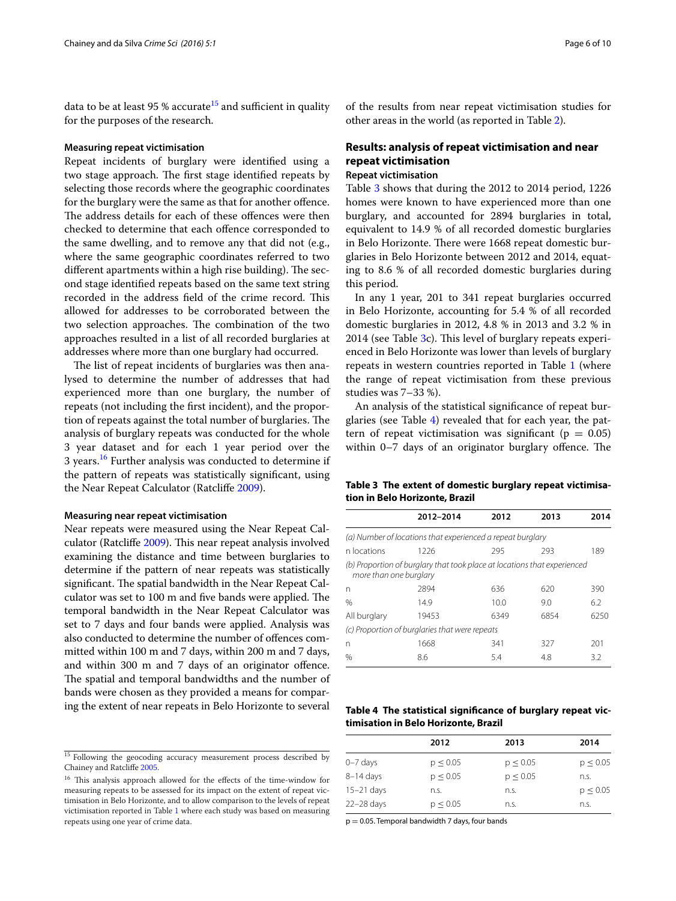data to be at least 95 % accurate[15] and sufficient in quality for the purposes of the research.

#### Measuring repeat victimisation

Repeat incidents of burglary were identified using a two stage approach. The first stage identified repeats by selecting those records where the geographic coordinates for the burglary were the same as that for another offence. The address details for each of these offences were then checked to determine that each offence corresponded to the same dwelling, and to remove any that did not (e.g., where the same geographic coordinates referred to two different apartments within a high rise building). The second stage identified repeats based on the same text string recorded in the address field of the crime record. This allowed for addresses to be corroborated between the two selection approaches. The combination of the two approaches resulted in a list of all recorded burglaries at addresses where more than one burglary had occurred.

The list of repeat incidents of burglaries was then analysed to determine the number of addresses that had experienced more than one burglary, the number of repeats (not including the first incident), and the proportion of repeats against the total number of burglaries. The analysis of burglary repeats was conducted for the whole 3 year dataset and for each 1 year period over the 3 years.[16] Further analysis was conducted to determine if the pattern of repeats was statistically significant, using the Near Repeat Calculator (Ratcliffe 2009).

#### Measuring near repeat victimisation

Near repeats were measured using the Near Repeat Calculator (Ratcliffe 2009). This near repeat analysis involved examining the distance and time between burglaries to determine if the pattern of near repeats was statistically significant. The spatial bandwidth in the Near Repeat Calculator was set to 100 m and five bands were applied. The temporal bandwidth in the Near Repeat Calculator was set to 7 days and four bands were applied. Analysis was also conducted to determine the number of offences committed within 100 m and 7 days, within 200 m and 7 days, and within 300 m and 7 days of an originator offence. The spatial and temporal bandwidths and the number of bands were chosen as they provided a means for comparing the extent of near repeats in Belo Horizonte to several of the results from near repeat victimisation studies for other areas in the world (as reported in Table 2).

## Results: analysis of repeat victimisation and near repeat victimisation

### Repeat victimisation

Table 3 shows that during the 2012 to 2014 period, 1226 homes were known to have experienced more than one burglary, and accounted for 2894 burglaries in total, equivalent to 14.9 % of all recorded domestic burglaries in Belo Horizonte. There were 1668 repeat domestic burglaries in Belo Horizonte between 2012 and 2014, equating to 8.6 % of all recorded domestic burglaries during this period.

In any 1 year, 201 to 341 repeat burglaries occurred in Belo Horizonte, accounting for 5.4 % of all recorded domestic burglaries in 2012, 4.8 % in 2013 and 3.2 % in 2014 (see Table 3c). This level of burglary repeats experienced in Belo Horizonte was lower than levels of burglary repeats in western countries reported in Table 1 (where the range of repeat victimisation from these previous studies was 7–33 %).

An analysis of the statistical significance of repeat burglaries (see Table 4) revealed that for each year, the pattern of repeat victimisation was significant ($p = 0.05$) within 0–7 days of an originator burglary offence. The

**Table 3 The extent of domestic burglary repeat victimisation in Belo Horizonte, Brazil**

| | 2012–2014 | 2012 | 2013 | 2014 |
|---|---|---|---|---|
| *(a) Number of locations that experienced a repeat burglary* | | | | |
| n locations | 1226 | 295 | 293 | 189 |
| *(b) Proportion of burglary that took place at locations that experienced more than one burglary* | | | | |
| n | 2894 | 636 | 620 | 390 |
| % | 14.9 | 10.0 | 9.0 | 6.2 |
| All burglary | 19453 | 6349 | 6854 | 6250 |
| *(c) Proportion of burglaries that were repeats* | | | | |
| n | 1668 | 341 | 327 | 201 |
| % | 8.6 | 5.4 | 4.8 | 3.2 |

**Table 4 The statistical significance of burglary repeat victimisation in Belo Horizonte, Brazil**

| | 2012 | 2013 | 2014 |
|---|---|---|---|
| 0–7 days | $p \leq 0.05$ | $p \leq 0.05$ | $p \leq 0.05$ |
| 8–14 days | $p \leq 0.05$ | $p \leq 0.05$ | n.s. |
| 15–21 days | n.s. | n.s. | $p \leq 0.05$ |
| 22–28 days | $p \leq 0.05$ | n.s. | n.s. |

$p = 0.05$. Temporal bandwidth 7 days, four bands

[15] Following the geocoding accuracy measurement process described by Chainey and Ratcliffe 2005.

[16] This analysis approach allowed for the effects of the time-window for measuring repeats to be assessed for its impact on the extent of repeat victimisation in Belo Horizonte, and to allow comparison to the levels of repeat victimisation reported in Table 1 where each study was based on measuring repeats using one year of crime data.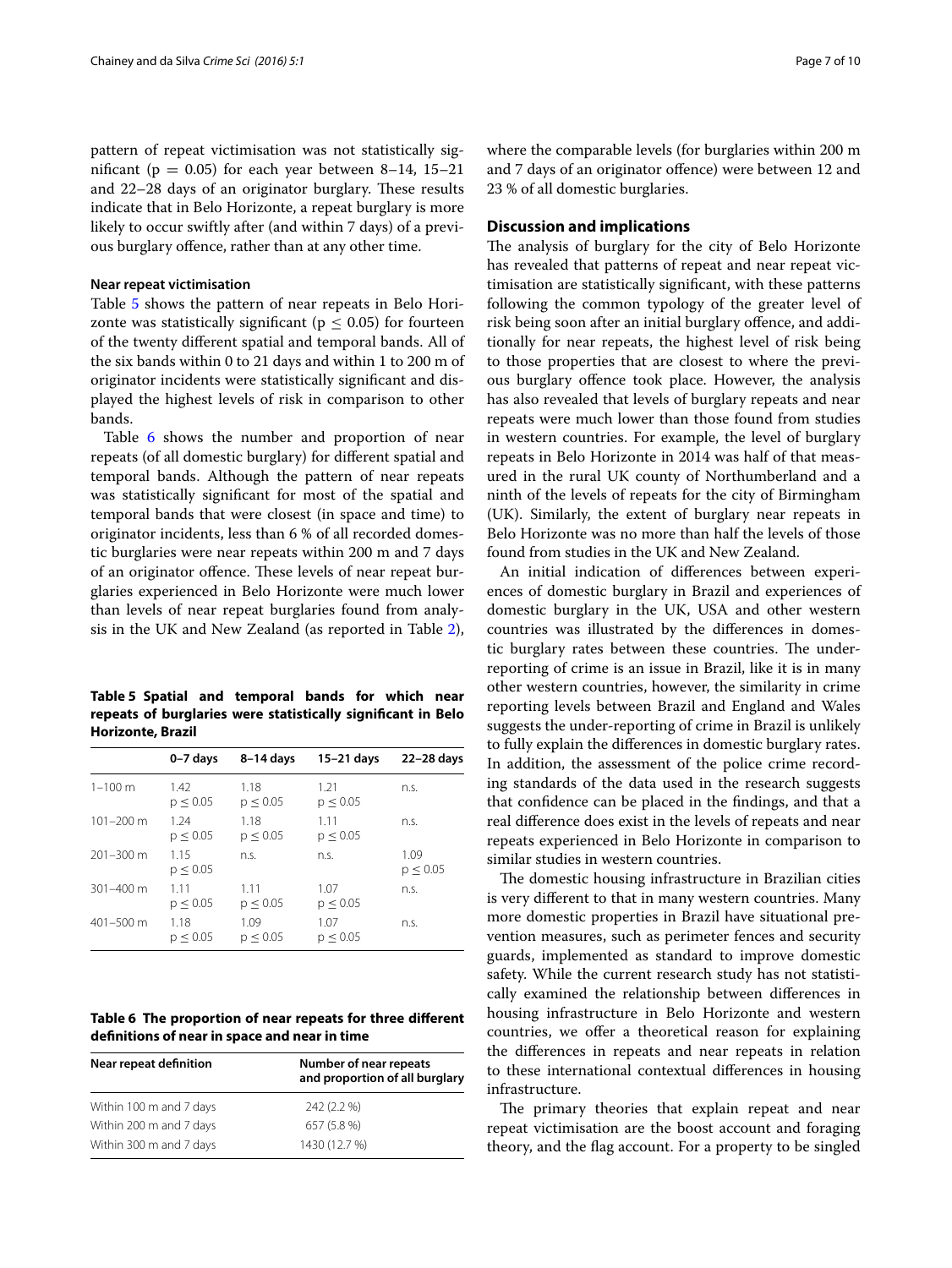pattern of repeat victimisation was not statistically significant ($p = 0.05$) for each year between 8–14, 15–21 and 22–28 days of an originator burglary. These results indicate that in Belo Horizonte, a repeat burglary is more likely to occur swiftly after (and within 7 days) of a previous burglary offence, rather than at any other time.

### Near repeat victimisation

Table 5 shows the pattern of near repeats in Belo Horizonte was statistically significant ($p \leq 0.05$) for fourteen of the twenty different spatial and temporal bands. All of the six bands within 0 to 21 days and within 1 to 200 m of originator incidents were statistically significant and displayed the highest levels of risk in comparison to other bands.

Table 6 shows the number and proportion of near repeats (of all domestic burglary) for different spatial and temporal bands. Although the pattern of near repeats was statistically significant for most of the spatial and temporal bands that were closest (in space and time) to originator incidents, less than 6 % of all recorded domestic burglaries were near repeats within 200 m and 7 days of an originator offence. These levels of near repeat burglaries experienced in Belo Horizonte were much lower than levels of near repeat burglaries found from analysis in the UK and New Zealand (as reported in Table 2), where the comparable levels (for burglaries within 200 m and 7 days of an originator offence) were between 12 and 23 % of all domestic burglaries.

**Table 5 Spatial and temporal bands for which near repeats of burglaries were statistically significant in Belo Horizonte, Brazil**

| | 0–7 days | 8–14 days | 15–21 days | 22–28 days |
|---|---|---|---|---|
| 1–100 m | 1.42 $p \leq 0.05$ | 1.18 $p \leq 0.05$ | 1.21 $p \leq 0.05$ | n.s. |
| 101–200 m | 1.24 $p \leq 0.05$ | 1.18 $p \leq 0.05$ | 1.11 $p \leq 0.05$ | n.s. |
| 201–300 m | 1.15 $p \leq 0.05$ | n.s. | n.s. | 1.09 $p \leq 0.05$ |
| 301–400 m | 1.11 $p \leq 0.05$ | 1.11 $p \leq 0.05$ | 1.07 $p \leq 0.05$ | n.s. |
| 401–500 m | 1.18 $p \leq 0.05$ | 1.09 $p \leq 0.05$ | 1.07 $p \leq 0.05$ | n.s. |

**Table 6 The proportion of near repeats for three different definitions of near in space and near in time**

| Near repeat definition | Number of near repeats and proportion of all burglary |
|---|---|
| Within 100 m and 7 days | 242 (2.2 %) |
| Within 200 m and 7 days | 657 (5.8 %) |
| Within 300 m and 7 days | 1430 (12.7 %) |

## Discussion and implications

The analysis of burglary for the city of Belo Horizonte has revealed that patterns of repeat and near repeat victimisation are statistically significant, with these patterns following the common typology of the greater level of risk being soon after an initial burglary offence, and additionally for near repeats, the highest level of risk being to those properties that are closest to where the previous burglary offence took place. However, the analysis has also revealed that levels of burglary repeats and near repeats were much lower than those found from studies in western countries. For example, the level of burglary repeats in Belo Horizonte in 2014 was half of that measured in the rural UK county of Northumberland and a ninth of the levels of repeats for the city of Birmingham (UK). Similarly, the extent of burglary near repeats in Belo Horizonte was no more than half the levels of those found from studies in the UK and New Zealand.

An initial indication of differences between experiences of domestic burglary in Brazil and experiences of domestic burglary in the UK, USA and other western countries was illustrated by the differences in domestic burglary rates between these countries. The under-reporting of crime is an issue in Brazil, like it is in many other western countries, however, the similarity in crime reporting levels between Brazil and England and Wales suggests the under-reporting of crime in Brazil is unlikely to fully explain the differences in domestic burglary rates. In addition, the assessment of the police crime recording standards of the data used in the research suggests that confidence can be placed in the findings, and that a real difference does exist in the levels of repeats and near repeats experienced in Belo Horizonte in comparison to similar studies in western countries.

The domestic housing infrastructure in Brazilian cities is very different to that in many western countries. Many more domestic properties in Brazil have situational prevention measures, such as perimeter fences and security guards, implemented as standard to improve domestic safety. While the current research study has not statistically examined the relationship between differences in housing infrastructure in Belo Horizonte and western countries, we offer a theoretical reason for explaining the differences in repeats and near repeats in relation to these international contextual differences in housing infrastructure.

The primary theories that explain repeat and near repeat victimisation are the boost account and foraging theory, and the flag account. For a property to be singled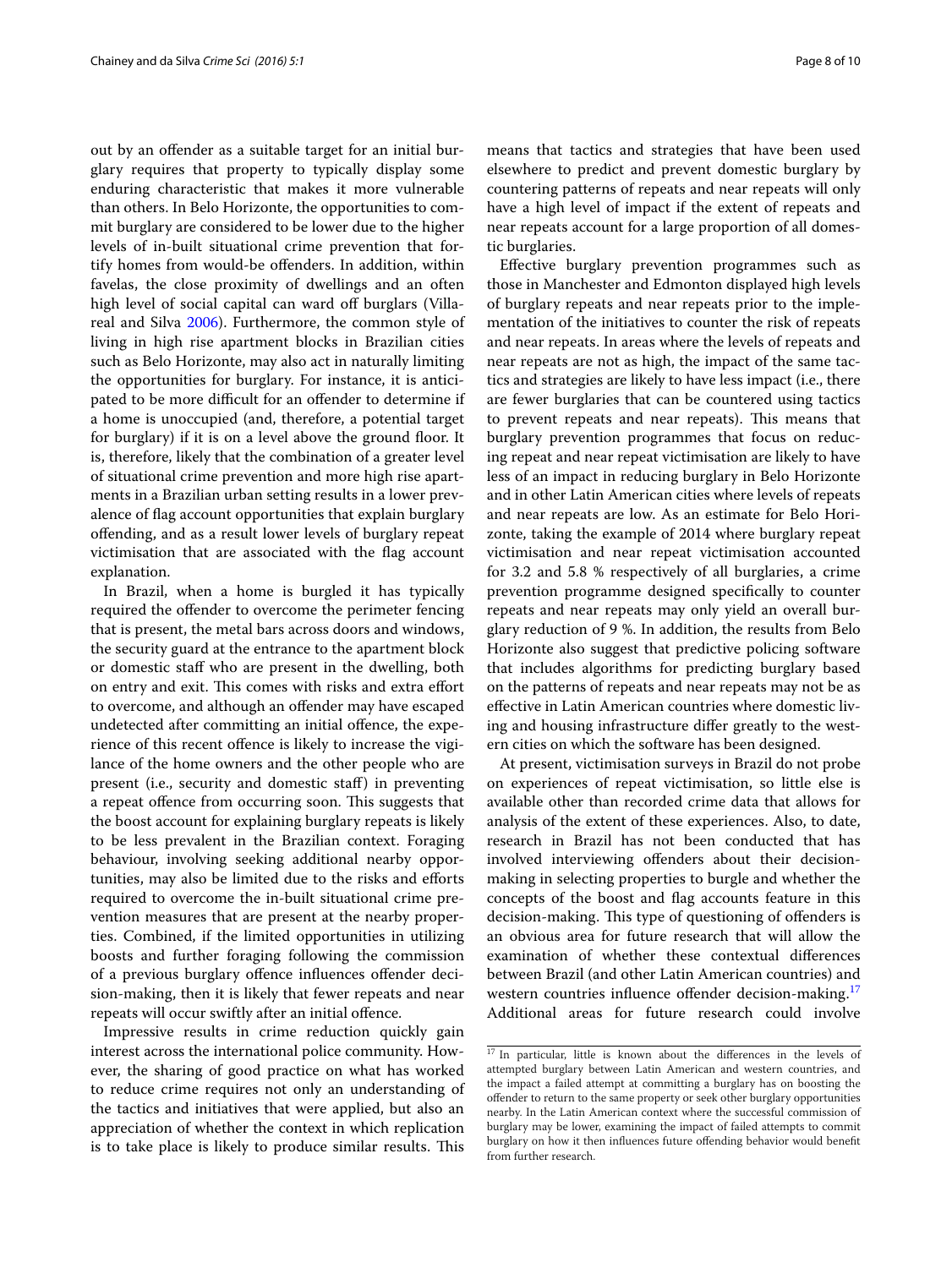out by an offender as a suitable target for an initial burglary requires that property to typically display some enduring characteristic that makes it more vulnerable than others. In Belo Horizonte, the opportunities to commit burglary are considered to be lower due to the higher levels of in-built situational crime prevention that fortify homes from would-be offenders. In addition, within favelas, the close proximity of dwellings and an often high level of social capital can ward off burglars (Villareal and Silva 2006). Furthermore, the common style of living in high rise apartment blocks in Brazilian cities such as Belo Horizonte, may also act in naturally limiting the opportunities for burglary. For instance, it is anticipated to be more difficult for an offender to determine if a home is unoccupied (and, therefore, a potential target for burglary) if it is on a level above the ground floor. It is, therefore, likely that the combination of a greater level of situational crime prevention and more high rise apartments in a Brazilian urban setting results in a lower prevalence of flag account opportunities that explain burglary offending, and as a result lower levels of burglary repeat victimisation that are associated with the flag account explanation.

In Brazil, when a home is burgled it has typically required the offender to overcome the perimeter fencing that is present, the metal bars across doors and windows, the security guard at the entrance to the apartment block or domestic staff who are present in the dwelling, both on entry and exit. This comes with risks and extra effort to overcome, and although an offender may have escaped undetected after committing an initial offence, the experience of this recent offence is likely to increase the vigilance of the home owners and the other people who are present (i.e., security and domestic staff) in preventing a repeat offence from occurring soon. This suggests that the boost account for explaining burglary repeats is likely to be less prevalent in the Brazilian context. Foraging behaviour, involving seeking additional nearby opportunities, may also be limited due to the risks and efforts required to overcome the in-built situational crime prevention measures that are present at the nearby properties. Combined, if the limited opportunities in utilizing boosts and further foraging following the commission of a previous burglary offence influences offender decision-making, then it is likely that fewer repeats and near repeats will occur swiftly after an initial offence.

Impressive results in crime reduction quickly gain interest across the international police community. However, the sharing of good practice on what has worked to reduce crime requires not only an understanding of the tactics and initiatives that were applied, but also an appreciation of whether the context in which replication is to take place is likely to produce similar results. This means that tactics and strategies that have been used elsewhere to predict and prevent domestic burglary by countering patterns of repeats and near repeats will only have a high level of impact if the extent of repeats and near repeats account for a large proportion of all domestic burglaries.

Effective burglary prevention programmes such as those in Manchester and Edmonton displayed high levels of burglary repeats and near repeats prior to the implementation of the initiatives to counter the risk of repeats and near repeats. In areas where the levels of repeats and near repeats are not as high, the impact of the same tactics and strategies are likely to have less impact (i.e., there are fewer burglaries that can be countered using tactics to prevent repeats and near repeats). This means that burglary prevention programmes that focus on reducing repeat and near repeat victimisation are likely to have less of an impact in reducing burglary in Belo Horizonte and in other Latin American cities where levels of repeats and near repeats are low. As an estimate for Belo Horizonte, taking the example of 2014 where burglary repeat victimisation and near repeat victimisation accounted for 3.2 and 5.8 % respectively of all burglaries, a crime prevention programme designed specifically to counter repeats and near repeats may only yield an overall burglary reduction of 9 %. In addition, the results from Belo Horizonte also suggest that predictive policing software that includes algorithms for predicting burglary based on the patterns of repeats and near repeats may not be as effective in Latin American countries where domestic living and housing infrastructure differ greatly to the western cities on which the software has been designed.

At present, victimisation surveys in Brazil do not probe on experiences of repeat victimisation, so little else is available other than recorded crime data that allows for analysis of the extent of these experiences. Also, to date, research in Brazil has not been conducted that has involved interviewing offenders about their decision-making in selecting properties to burgle and whether the concepts of the boost and flag accounts feature in this decision-making. This type of questioning of offenders is an obvious area for future research that will allow the examination of whether these contextual differences between Brazil (and other Latin American countries) and western countries influence offender decision-making.[17] Additional areas for future research could involve

[17] In particular, little is known about the differences in the levels of attempted burglary between Latin American and western countries, and the impact a failed attempt at committing a burglary has on boosting the offender to return to the same property or seek other burglary opportunities nearby. In the Latin American context where the successful commission of burglary may be lower, examining the impact of failed attempts to commit burglary on how it then influences future offending behavior would benefit from further research.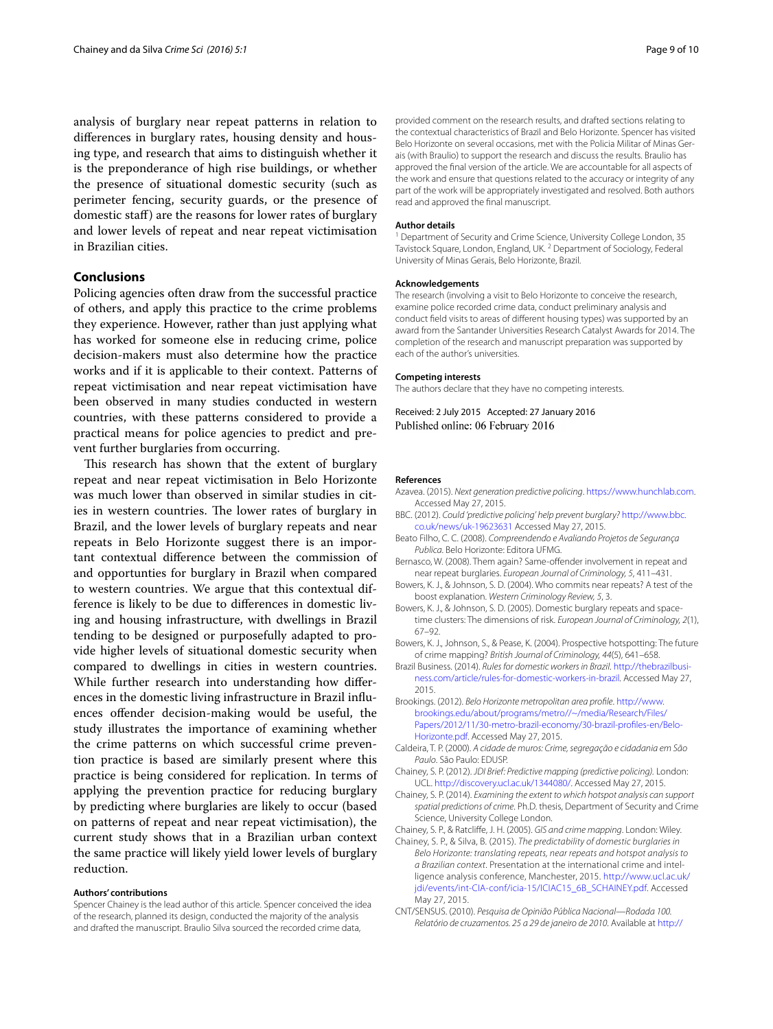analysis of burglary near repeat patterns in relation to differences in burglary rates, housing density and housing type, and research that aims to distinguish whether it is the preponderance of high rise buildings, or whether the presence of situational domestic security (such as perimeter fencing, security guards, or the presence of domestic staff) are the reasons for lower rates of burglary and lower levels of repeat and near repeat victimisation in Brazilian cities.

## Conclusions

Policing agencies often draw from the successful practice of others, and apply this practice to the crime problems they experience. However, rather than just applying what has worked for someone else in reducing crime, police decision-makers must also determine how the practice works and if it is applicable to their context. Patterns of repeat victimisation and near repeat victimisation have been observed in many studies conducted in western countries, with these patterns considered to provide a practical means for police agencies to predict and prevent further burglaries from occurring.

This research has shown that the extent of burglary repeat and near repeat victimisation in Belo Horizonte was much lower than observed in similar studies in cities in western countries. The lower rates of burglary in Brazil, and the lower levels of burglary repeats and near repeats in Belo Horizonte suggest there is an important contextual difference between the commission of and opportunties for burglary in Brazil when compared to western countries. We argue that this contextual difference is likely to be due to differences in domestic living and housing infrastructure, with dwellings in Brazil tending to be designed or purposefully adapted to provide higher levels of situational domestic security when compared to dwellings in cities in western countries. While further research into understanding how differences in the domestic living infrastructure in Brazil influences offender decision-making would be useful, the study illustrates the importance of examining whether the crime patterns on which successful crime prevention practice is based are similarly present where this practice is being considered for replication. In terms of applying the prevention practice for reducing burglary by predicting where burglaries are likely to occur (based on patterns of repeat and near repeat victimisation), the current study shows that in a Brazilian urban context the same practice will likely yield lower levels of burglary reduction.

#### Authors' contributions

Spencer Chainey is the lead author of this article. Spencer conceived the idea of the research, planned its design, conducted the majority of the analysis and drafted the manuscript. Braulio Silva sourced the recorded crime data, provided comment on the research results, and drafted sections relating to the contextual characteristics of Brazil and Belo Horizonte. Spencer has visited Belo Horizonte on several occasions, met with the Policia Militar of Minas Gerais (with Braulio) to support the research and discuss the results. Braulio has approved the final version of the article. We are accountable for all aspects of the work and ensure that questions related to the accuracy or integrity of any part of the work will be appropriately investigated and resolved. Both authors read and approved the final manuscript.

#### Author details

[1] Department of Security and Crime Science, University College London, 35 Tavistock Square, London, England, UK. [2] Department of Sociology, Federal University of Minas Gerais, Belo Horizonte, Brazil.

#### Acknowledgements

The research (involving a visit to Belo Horizonte to conceive the research, examine police recorded crime data, conduct preliminary analysis and conduct field visits to areas of different housing types) was supported by an award from the Santander Universities Research Catalyst Awards for 2014. The completion of the research and manuscript preparation was supported by each of the author's universities.

#### Competing interests

The authors declare that they have no competing interests.

Received: 2 July 2015 Accepted: 27 January 2016
Published online: 06 February 2016

#### References

Azavea. (2015). *Next generation predictive policing*. https://www.hunchlab.com. Accessed May 27, 2015.

BBC. (2012). *Could 'predictive policing' help prevent burglary?* http://www.bbc.co.uk/news/uk-19623631 Accessed May 27, 2015.

Beato Filho, C. C. (2008). *Compreendendo e Avaliando Projetos de Segurança Publica*. Belo Horizonte: Editora UFMG.

Bernasco, W. (2008). Them again? Same-offender involvement in repeat and near repeat burglaries. *European Journal of Criminology, 5*, 411–431.

Bowers, K. J., & Johnson, S. D. (2004). Who commits near repeats? A test of the boost explanation. *Western Criminology Review, 5*, 3.

Bowers, K. J., & Johnson, S. D. (2005). Domestic burglary repeats and space-time clusters: The dimensions of risk. *European Journal of Criminology, 2*(1), 67–92.

Bowers, K. J., Johnson, S., & Pease, K. (2004). Prospective hotspotting: The future of crime mapping? *British Journal of Criminology, 44*(5), 641–658.

Brazil Business. (2014). *Rules for domestic workers in Brazil*. http://thebrazilbusiness.com/article/rules-for-domestic-workers-in-brazil. Accessed May 27, 2015.

Brookings. (2012). *Belo Horizonte metropolitan area profile*. http://www.brookings.edu/about/programs/metro//~/media/Research/Files/Papers/2012/11/30-metro-brazil-economy/30-brazil-profiles-en/Belo-Horizonte.pdf. Accessed May 27, 2015.

Caldeira, T. P. (2000). *A cidade de muros: Crime, segregação e cidadania em São Paulo*. São Paulo: EDUSP.

Chainey, S. P. (2012). *JDI Brief: Predictive mapping (predictive policing)*. London: UCL. http://discovery.ucl.ac.uk/1344080/. Accessed May 27, 2015.

Chainey, S. P. (2014). *Examining the extent to which hotspot analysis can support spatial predictions of crime*. Ph.D. thesis, Department of Security and Crime Science, University College London.

Chainey, S. P., & Ratcliffe, J. H. (2005). *GIS and crime mapping*. London: Wiley.

Chainey, S. P., & Silva, B. (2015). *The predictability of domestic burglaries in Belo Horizonte: translating repeats, near repeats and hotspot analysis to a Brazilian context*. Presentation at the international crime and intelligence analysis conference, Manchester, 2015. http://www.ucl.ac.uk/jdi/events/int-CIA-conf/icia-15/ICIAC15_6B_SCHAINEY.pdf. Accessed May 27, 2015.

CNT/SENSUS. (2010). *Pesquisa de Opinião Pública Nacional—Rodada 100. Relatório de cruzamentos. 25 a 29 de janeiro de 2010*. Available at http://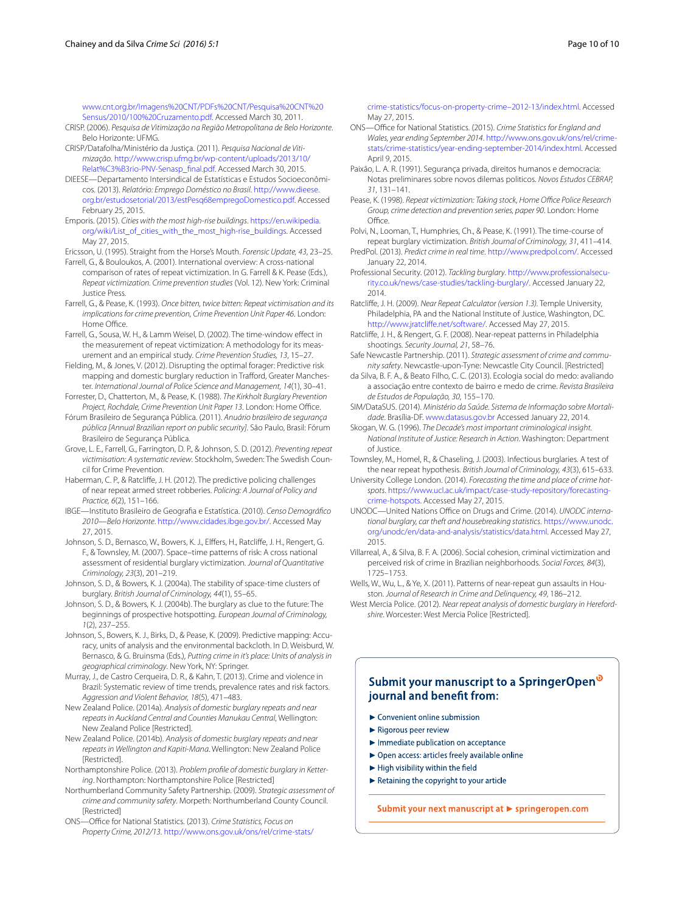www.cnt.org.br/Imagens%20CNT/PDFs%20CNT/Pesquisa%20CNT%20Sensus/2010/100%20Cruzamento.pdf. Accessed March 30, 2011.

CRISP. (2006). *Pesquisa de Vitimização na Região Metropolitana de Belo Horizonte*. Belo Horizonte: UFMG.

CRISP/Datafolha/Ministério da Justiça. (2011). *Pesquisa Nacional de Vitimização*. http://www.crisp.ufmg.br/wp-content/uploads/2013/10/Relat%C3%B3rio-PNV-Senasp_final.pdf. Accessed March 30, 2015.

DIEESE—Departamento Intersindical de Estatísticas e Estudos Socioeconômicos. (2013). *Relatório: Emprego Doméstico no Brasil*. http://www.dieese.org.br/estudosetorial/2013/estPesq68empregoDomestico.pdf. Accessed February 25, 2015.

Emporis. (2015). *Cities with the most high-rise buildings*. https://en.wikipedia.org/wiki/List_of_cities_with_the_most_high-rise_buildings. Accessed May 27, 2015.

Ericsson, U. (1995). Straight from the Horse's Mouth. *Forensic Update, 43*, 23–25.

Farrell, G., & Bouloukos, A. (2001). International overview: A cross-national comparison of rates of repeat victimization. In G. Farrell & K. Pease (Eds.), *Repeat victimization. Crime prevention studies* (Vol. 12). New York: Criminal Justice Press.

Farrell, G., & Pease, K. (1993). *Once bitten, twice bitten: Repeat victimisation and its implications for crime prevention, Crime Prevention Unit Paper 46*. London: Home Office.

Farrell, G., Sousa, W. H., & Lamm Weisel, D. (2002). The time-window effect in the measurement of repeat victimization: A methodology for its measurement and an empirical study. *Crime Prevention Studies, 13*, 15–27.

Fielding, M., & Jones, V. (2012). Disrupting the optimal forager: Predictive risk mapping and domestic burglary reduction in Trafford, Greater Manchester. *International Journal of Police Science and Management, 14*(1), 30–41.

Forrester, D., Chatterton, M., & Pease, K. (1988). *The Kirkholt Burglary Prevention Project, Rochdale, Crime Prevention Unit Paper 13*. London: Home Office.

Fórum Brasileiro de Segurança Pública. (2011). *Anúario brasileiro de segurança pública [Annual Brazilian report on public security]*. São Paulo, Brasil: Fórum Brasileiro de Segurança Pública.

Grove, L. E., Farrell, G., Farrington, D. P., & Johnson, S. D. (2012). *Preventing repeat victimisation: A systematic review*. Stockholm, Sweden: The Swedish Council for Crime Prevention.

Haberman, C. P., & Ratcliffe, J. H. (2012). The predictive policing challenges of near repeat armed street robberies. *Policing: A Journal of Policy and Practice, 6*(2), 151–166.

IBGE—Instituto Brasileiro de Geografia e Estatística. (2010). *Censo Demográfico 2010—Belo Horizonte*. http://www.cidades.ibge.gov.br/. Accessed May 27, 2015.

Johnson, S. D., Bernasco, W., Bowers, K. J., Elffers, H., Ratcliffe, J. H., Rengert, G. F., & Townsley, M. (2007). Space–time patterns of risk: A cross national assessment of residential burglary victimization. *Journal of Quantitative Criminology, 23*(3), 201–219.

Johnson, S. D., & Bowers, K. J. (2004a). The stability of space-time clusters of burglary. *British Journal of Criminology, 44*(1), 55–65.

Johnson, S. D., & Bowers, K. J. (2004b). The burglary as clue to the future: The beginnings of prospective hotspotting. *European Journal of Criminology, 1*(2), 237–255.

Johnson, S., Bowers, K. J., Birks, D., & Pease, K. (2009). Predictive mapping: Accuracy, units of analysis and the environmental backcloth. In D. Weisburd, W. Bernasco, & G. Bruinsma (Eds.), *Putting crime in it's place: Units of analysis in geographical criminology*. New York, NY: Springer.

Murray, J., de Castro Cerqueira, D. R., & Kahn, T. (2013). Crime and violence in Brazil: Systematic review of time trends, prevalence rates and risk factors. *Aggression and Violent Behavior, 18*(5), 471–483.

New Zealand Police. (2014a). *Analysis of domestic burglary repeats and near repeats in Auckland Central and Counties Manukau Central*, Wellington: New Zealand Police [Restricted].

New Zealand Police. (2014b). *Analysis of domestic burglary repeats and near repeats in Wellington and Kapiti-Mana*. Wellington: New Zealand Police [Restricted].

Northamptonshire Police. (2013). *Problem profile of domestic burglary in Kettering*. Northampton: Northamptonshire Police [Restricted]

Northumberland Community Safety Partnership. (2009). *Strategic assessment of crime and community safety*. Morpeth: Northumberland County Council. [Restricted]

ONS—Office for National Statistics. (2013). *Crime Statistics, Focus on Property Crime, 2012/13*. http://www.ons.gov.uk/ons/rel/crime-stats/crime-statistics/focus-on-property-crime--2012-13/index.html. Accessed May 27, 2015.

ONS—Office for National Statistics. (2015). *Crime Statistics for England and Wales, year ending September 2014*. http://www.ons.gov.uk/ons/rel/crime-stats/crime-statistics/year-ending-september-2014/index.html. Accessed April 9, 2015.

Paixão, L. A. R. (1991). Segurança privada, direitos humanos e democracia: Notas preliminares sobre novos dilemas politicos. *Novos Estudos CEBRAP, 31*, 131–141.

Pease, K. (1998). *Repeat victimization: Taking stock, Home Office Police Research Group, crime detection and prevention series, paper 90*. London: Home Office.

Polvi, N., Looman, T., Humphries, Ch., & Pease, K. (1991). The time-course of repeat burglary victimization. *British Journal of Criminology, 31*, 411–414.

PredPol. (2013). *Predict crime in real time*. http://www.predpol.com/. Accessed January 22, 2014.

Professional Security. (2012). *Tackling burglary*. http://www.professionalsecurity.co.uk/news/case-studies/tackling-burglary/. Accessed January 22, 2014.

Ratcliffe, J. H. (2009). *Near Repeat Calculator (version 1.3)*. Temple University, Philadelphia, PA and the National Institute of Justice, Washington, DC. http://www.jratcliffe.net/software/. Accessed May 27, 2015.

Ratcliffe, J. H., & Rengert, G. F. (2008). Near-repeat patterns in Philadelphia shootings. *Security Journal, 21*, 58–76.

Safe Newcastle Partnership. (2011). *Strategic assessment of crime and community safety*. Newcastle-upon-Tyne: Newcastle City Council. [Restricted]

da Silva, B. F. A., & Beato Filho, C. C. (2013). Ecologia social do medo: avaliando a associação entre contexto de bairro e medo de crime. *Revista Brasileira de Estudos de População, 30*, 155–170.

SIM/DataSUS. (2014). *Ministério da Saúde. Sistema de Informação sobre Mortalidade*. Brasília-DF. www.datasus.gov.br Accessed January 22, 2014.

Skogan, W. G. (1996). *The Decade's most important criminological insight. National Institute of Justice: Research in Action*. Washington: Department of Justice.

Townsley, M., Homel, R., & Chaseling, J. (2003). Infectious burglaries. A test of the near repeat hypothesis. *British Journal of Criminology, 43*(3), 615–633.

University College London. (2014). *Forecasting the time and place of crime hotspots*. https://www.ucl.ac.uk/impact/case-study-repository/forecasting-crime-hotspots. Accessed May 27, 2015.

UNODC—United Nations Office on Drugs and Crime. (2014). *UNODC international burglary, car theft and housebreaking statistics*. https://www.unodc.org/unodc/en/data-and-analysis/statistics/data.html. Accessed May 27, 2015.

Villarreal, A., & Silva, B. F. A. (2006). Social cohesion, criminal victimization and perceived risk of crime in Brazilian neighborhoods. *Social Forces, 84*(3), 1725–1753.

Wells, W., Wu, L., & Ye, X. (2011). Patterns of near-repeat gun assaults in Houston. *Journal of Research in Crime and Delinquency, 49*, 186–212.

West Mercia Police. (2012). *Near repeat analysis of domestic burglary in Herefordshire*. Worcester: West Mercia Police [Restricted].

**Submit your manuscript to a SpringerOpen journal and benefit from:**

- ► Convenient online submission
- ► Rigorous peer review
- ► Immediate publication on acceptance
- ► Open access: articles freely available online
- ► High visibility within the field
- ► Retaining the copyright to your article

**Submit your next manuscript at ► springeropen.com**